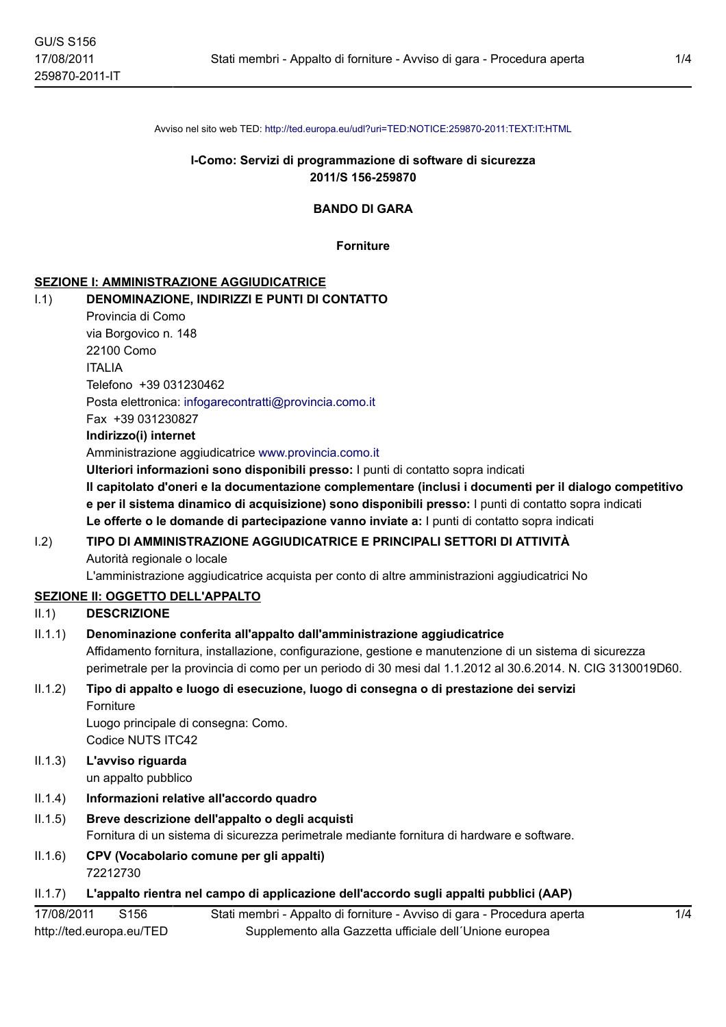Avviso nel sito web TED: http://ted.europa.eu/udl?uri=TED:NOTICE:259870-2011:TEXT:IT:HTML

**I-Como: Servizi di programmazione di software di sicurezza**
**2011/S 156-259870**

## BANDO DI GARA

**Forniture**

### SEZIONE I: AMMINISTRAZIONE AGGIUDICATRICE

**I.1) DENOMINAZIONE, INDIRIZZI E PUNTI DI CONTATTO**

Provincia di Como
via Borgovico n. 148
22100 Como
ITALIA
Telefono +39 031230462
Posta elettronica: infogarecontratti@provincia.como.it
Fax +39 031230827

**Indirizzo(i) internet**

Amministrazione aggiudicatrice www.provincia.como.it

**Ulteriori informazioni sono disponibili presso:** I punti di contatto sopra indicati

**Il capitolato d'oneri e la documentazione complementare (inclusi i documenti per il dialogo competitivo e per il sistema dinamico di acquisizione) sono disponibili presso:** I punti di contatto sopra indicati

**Le offerte o le domande di partecipazione vanno inviate a:** I punti di contatto sopra indicati

**I.2) TIPO DI AMMINISTRAZIONE AGGIUDICATRICE E PRINCIPALI SETTORI DI ATTIVITÀ**

Autorità regionale o locale

L'amministrazione aggiudicatrice acquista per conto di altre amministrazioni aggiudicatrici No

### SEZIONE II: OGGETTO DELL'APPALTO

**II.1) DESCRIZIONE**

**II.1.1) Denominazione conferita all'appalto dall'amministrazione aggiudicatrice**

Affidamento fornitura, installazione, configurazione, gestione e manutenzione di un sistema di sicurezza perimetrale per la provincia di como per un periodo di 30 mesi dal 1.1.2012 al 30.6.2014. N. CIG 3130019D60.

**II.1.2) Tipo di appalto e luogo di esecuzione, luogo di consegna o di prestazione dei servizi**

Forniture

Luogo principale di consegna: Como.

Codice NUTS ITC42

**II.1.3) L'avviso riguarda**

un appalto pubblico

**II.1.4) Informazioni relative all'accordo quadro**

**II.1.5) Breve descrizione dell'appalto o degli acquisti**

Fornitura di un sistema di sicurezza perimetrale mediante fornitura di hardware e software.

**II.1.6) CPV (Vocabolario comune per gli appalti)**

72212730

**II.1.7) L'appalto rientra nel campo di applicazione dell'accordo sugli appalti pubblici (AAP)**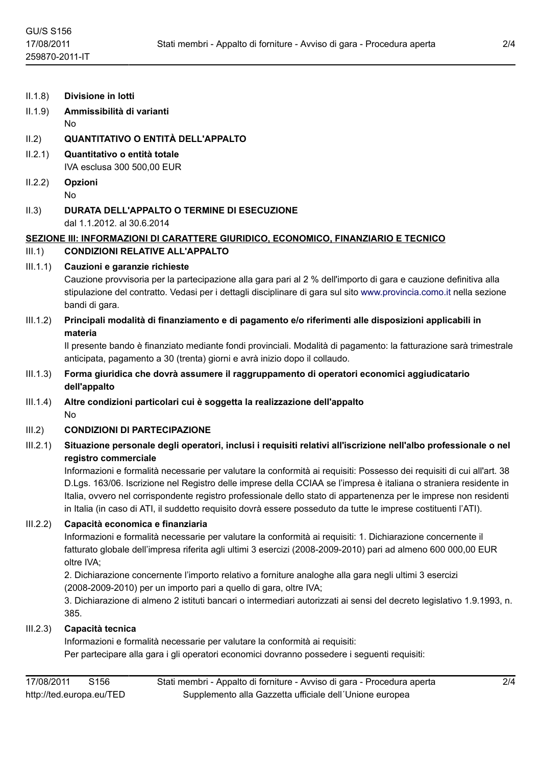II.1.8) **Divisione in lotti**

II.1.9) **Ammissibilità di varianti**
No

II.2) **QUANTITATIVO O ENTITÀ DELL'APPALTO**

II.2.1) **Quantitativo o entità totale**
IVA esclusa 300 500,00 EUR

II.2.2) **Opzioni**
No

II.3) **DURATA DELL'APPALTO O TERMINE DI ESECUZIONE**
dal 1.1.2012. al 30.6.2014

## SEZIONE III: INFORMAZIONI DI CARATTERE GIURIDICO, ECONOMICO, FINANZIARIO E TECNICO

III.1) **CONDIZIONI RELATIVE ALL'APPALTO**

III.1.1) **Cauzioni e garanzie richieste**
Cauzione provvisoria per la partecipazione alla gara pari al 2 % dell'importo di gara e cauzione definitiva alla stipulazione del contratto. Vedasi per i dettagli disciplinare di gara sul sito www.provincia.como.it nella sezione bandi di gara.

III.1.2) **Principali modalità di finanziamento e di pagamento e/o riferimenti alle disposizioni applicabili in materia**
Il presente bando è finanziato mediante fondi provinciali. Modalità di pagamento: la fatturazione sarà trimestrale anticipata, pagamento a 30 (trenta) giorni e avrà inizio dopo il collaudo.

III.1.3) **Forma giuridica che dovrà assumere il raggruppamento di operatori economici aggiudicatario dell'appalto**

III.1.4) **Altre condizioni particolari cui è soggetta la realizzazione dell'appalto**
No

III.2) **CONDIZIONI DI PARTECIPAZIONE**

III.2.1) **Situazione personale degli operatori, inclusi i requisiti relativi all'iscrizione nell'albo professionale o nel registro commerciale**
Informazioni e formalità necessarie per valutare la conformità ai requisiti: Possesso dei requisiti di cui all'art. 38 D.Lgs. 163/06. Iscrizione nel Registro delle imprese della CCIAA se l'impresa è italiana o straniera residente in Italia, ovvero nel corrispondente registro professionale dello stato di appartenenza per le imprese non residenti in Italia (in caso di ATI, il suddetto requisito dovrà essere posseduto da tutte le imprese costituenti l'ATI).

III.2.2) **Capacità economica e finanziaria**
Informazioni e formalità necessarie per valutare la conformità ai requisiti: 1. Dichiarazione concernente il fatturato globale dell'impresa riferita agli ultimi 3 esercizi (2008-2009-2010) pari ad almeno 600 000,00 EUR oltre IVA;
2. Dichiarazione concernente l'importo relativo a forniture analoghe alla gara negli ultimi 3 esercizi (2008-2009-2010) per un importo pari a quello di gara, oltre IVA;
3. Dichiarazione di almeno 2 istituti bancari o intermediari autorizzati ai sensi del decreto legislativo 1.9.1993, n. 385.

III.2.3) **Capacità tecnica**
Informazioni e formalità necessarie per valutare la conformità ai requisiti:
Per partecipare alla gara i gli operatori economici dovranno possedere i seguenti requisiti: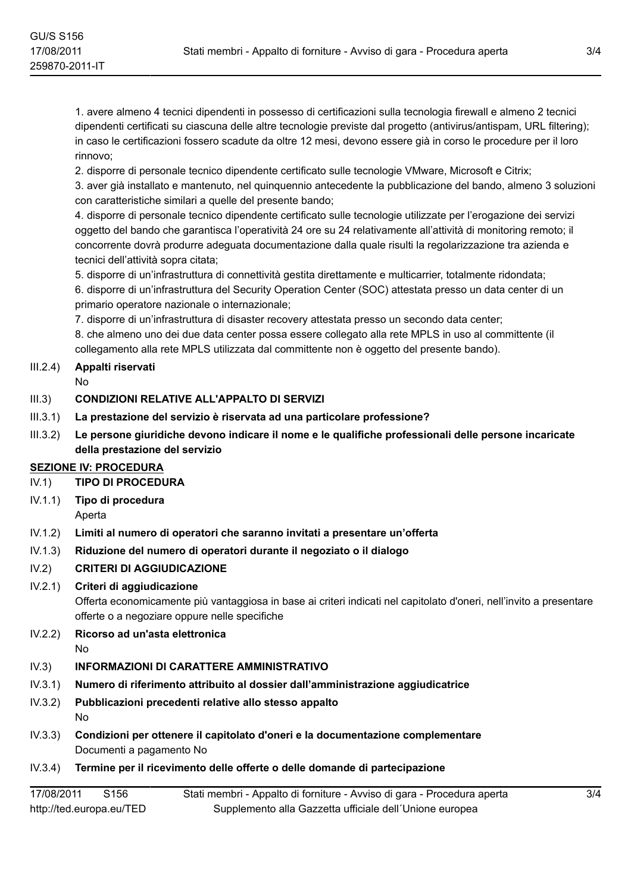1. avere almeno 4 tecnici dipendenti in possesso di certificazioni sulla tecnologia firewall e almeno 2 tecnici dipendenti certificati su ciascuna delle altre tecnologie previste dal progetto (antivirus/antispam, URL filtering); in caso le certificazioni fossero scadute da oltre 12 mesi, devono essere già in corso le procedure per il loro rinnovo;
2. disporre di personale tecnico dipendente certificato sulle tecnologie VMware, Microsoft e Citrix;
3. aver già installato e mantenuto, nel quinquennio antecedente la pubblicazione del bando, almeno 3 soluzioni con caratteristiche similari a quelle del presente bando;
4. disporre di personale tecnico dipendente certificato sulle tecnologie utilizzate per l'erogazione dei servizi oggetto del bando che garantisca l'operatività 24 ore su 24 relativamente all'attività di monitoring remoto; il concorrente dovrà produrre adeguata documentazione dalla quale risulti la regolarizzazione tra azienda e tecnici dell'attività sopra citata;
5. disporre di un'infrastruttura di connettività gestita direttamente e multicarrier, totalmente ridondata;
6. disporre di un'infrastruttura del Security Operation Center (SOC) attestata presso un data center di un primario operatore nazionale o internazionale;
7. disporre di un'infrastruttura di disaster recovery attestata presso un secondo data center;
8. che almeno uno dei due data center possa essere collegato alla rete MPLS in uso al committente (il collegamento alla rete MPLS utilizzata dal committente non è oggetto del presente bando).

III.2.4) **Appalti riservati**
No

III.3) **CONDIZIONI RELATIVE ALL'APPALTO DI SERVIZI**

III.3.1) **La prestazione del servizio è riservata ad una particolare professione?**

III.3.2) **Le persone giuridiche devono indicare il nome e le qualifiche professionali delle persone incaricate della prestazione del servizio**

## SEZIONE IV: PROCEDURA

IV.1) **TIPO DI PROCEDURA**

IV.1.1) **Tipo di procedura**
Aperta

IV.1.2) **Limiti al numero di operatori che saranno invitati a presentare un'offerta**

IV.1.3) **Riduzione del numero di operatori durante il negoziato o il dialogo**

IV.2) **CRITERI DI AGGIUDICAZIONE**

IV.2.1) **Criteri di aggiudicazione**
Offerta economicamente più vantaggiosa in base ai criteri indicati nel capitolato d'oneri, nell'invito a presentare offerte o a negoziare oppure nelle specifiche

IV.2.2) **Ricorso ad un'asta elettronica**
No

IV.3) **INFORMAZIONI DI CARATTERE AMMINISTRATIVO**

IV.3.1) **Numero di riferimento attribuito al dossier dall'amministrazione aggiudicatrice**

IV.3.2) **Pubblicazioni precedenti relative allo stesso appalto**
No

IV.3.3) **Condizioni per ottenere il capitolato d'oneri e la documentazione complementare**
Documenti a pagamento No

IV.3.4) **Termine per il ricevimento delle offerte o delle domande di partecipazione**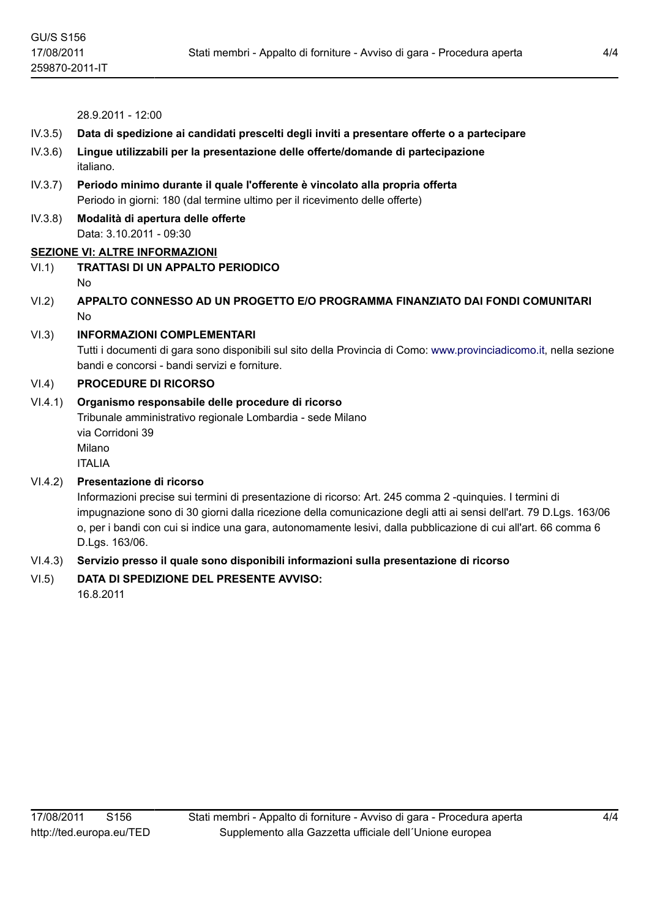28.9.2011 - 12:00

IV.3.5) **Data di spedizione ai candidati prescelti degli inviti a presentare offerte o a partecipare**

IV.3.6) **Lingue utilizzabili per la presentazione delle offerte/domande di partecipazione**
italiano.

IV.3.7) **Periodo minimo durante il quale l'offerente è vincolato alla propria offerta**
Periodo in giorni: 180 (dal termine ultimo per il ricevimento delle offerte)

IV.3.8) **Modalità di apertura delle offerte**
Data: 3.10.2011 - 09:30

## SEZIONE VI: ALTRE INFORMAZIONI

VI.1) **TRATTASI DI UN APPALTO PERIODICO**
No

VI.2) **APPALTO CONNESSO AD UN PROGETTO E/O PROGRAMMA FINANZIATO DAI FONDI COMUNITARI**
No

VI.3) **INFORMAZIONI COMPLEMENTARI**
Tutti i documenti di gara sono disponibili sul sito della Provincia di Como: www.provinciadicomo.it, nella sezione bandi e concorsi - bandi servizi e forniture.

VI.4) **PROCEDURE DI RICORSO**

VI.4.1) **Organismo responsabile delle procedure di ricorso**
Tribunale amministrativo regionale Lombardia - sede Milano
via Corridoni 39
Milano
ITALIA

VI.4.2) **Presentazione di ricorso**
Informazioni precise sui termini di presentazione di ricorso: Art. 245 comma 2 -quinquies. I termini di impugnazione sono di 30 giorni dalla ricezione della comunicazione degli atti ai sensi dell'art. 79 D.Lgs. 163/06 o, per i bandi con cui si indice una gara, autonomamente lesivi, dalla pubblicazione di cui all'art. 66 comma 6 D.Lgs. 163/06.

VI.4.3) **Servizio presso il quale sono disponibili informazioni sulla presentazione di ricorso**

VI.5) **DATA DI SPEDIZIONE DEL PRESENTE AVVISO:**
16.8.2011